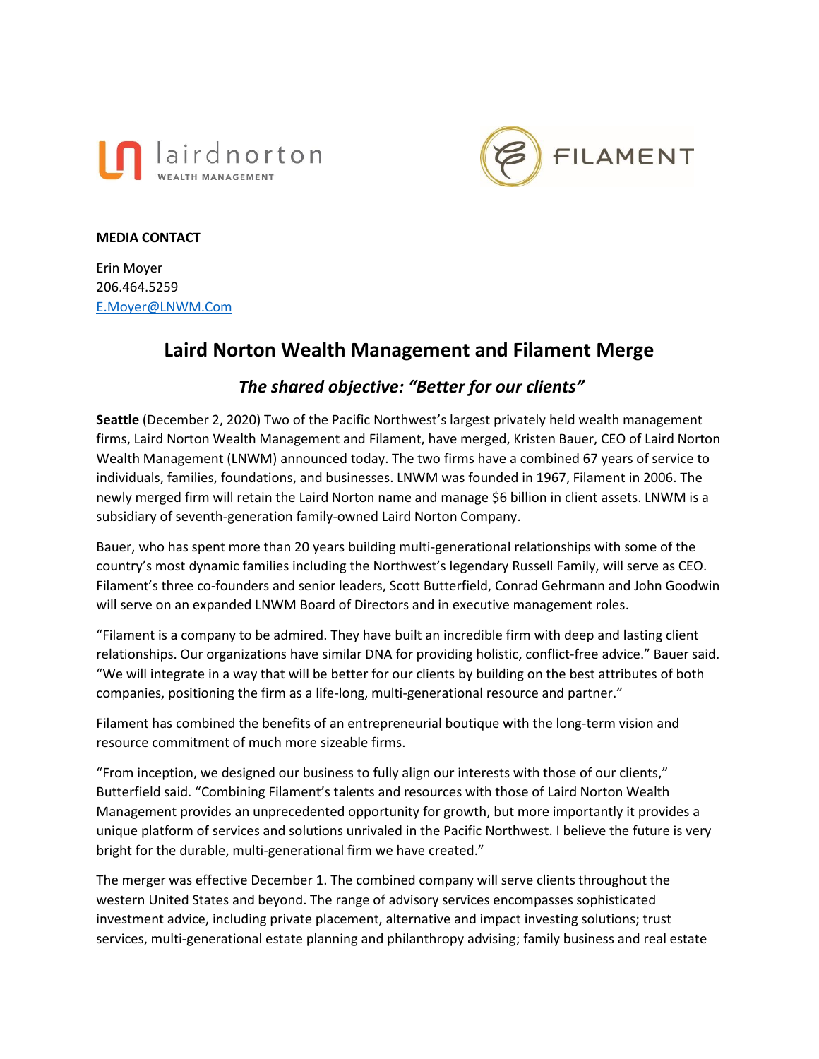**MEDIA CONTACT**

Erin Moyer
206.464.5259
[E.Moyer@LNWM.Com](mailto:E.Moyer@LNWM.Com)

# Laird Norton Wealth Management and Filament Merge

## *The shared objective: "Better for our clients"*

**Seattle** (December 2, 2020) Two of the Pacific Northwest's largest privately held wealth management firms, Laird Norton Wealth Management and Filament, have merged, Kristen Bauer, CEO of Laird Norton Wealth Management (LNWM) announced today. The two firms have a combined 67 years of service to individuals, families, foundations, and businesses. LNWM was founded in 1967, Filament in 2006. The newly merged firm will retain the Laird Norton name and manage $6 billion in client assets. LNWM is a subsidiary of seventh-generation family-owned Laird Norton Company.

Bauer, who has spent more than 20 years building multi-generational relationships with some of the country's most dynamic families including the Northwest's legendary Russell Family, will serve as CEO. Filament's three co-founders and senior leaders, Scott Butterfield, Conrad Gehrmann and John Goodwin will serve on an expanded LNWM Board of Directors and in executive management roles.

"Filament is a company to be admired. They have built an incredible firm with deep and lasting client relationships. Our organizations have similar DNA for providing holistic, conflict-free advice." Bauer said. "We will integrate in a way that will be better for our clients by building on the best attributes of both companies, positioning the firm as a life-long, multi-generational resource and partner."

Filament has combined the benefits of an entrepreneurial boutique with the long-term vision and resource commitment of much more sizeable firms.

"From inception, we designed our business to fully align our interests with those of our clients," Butterfield said. "Combining Filament's talents and resources with those of Laird Norton Wealth Management provides an unprecedented opportunity for growth, but more importantly it provides a unique platform of services and solutions unrivaled in the Pacific Northwest. I believe the future is very bright for the durable, multi-generational firm we have created."

The merger was effective December 1. The combined company will serve clients throughout the western United States and beyond. The range of advisory services encompasses sophisticated investment advice, including private placement, alternative and impact investing solutions; trust services, multi-generational estate planning and philanthropy advising; family business and real estate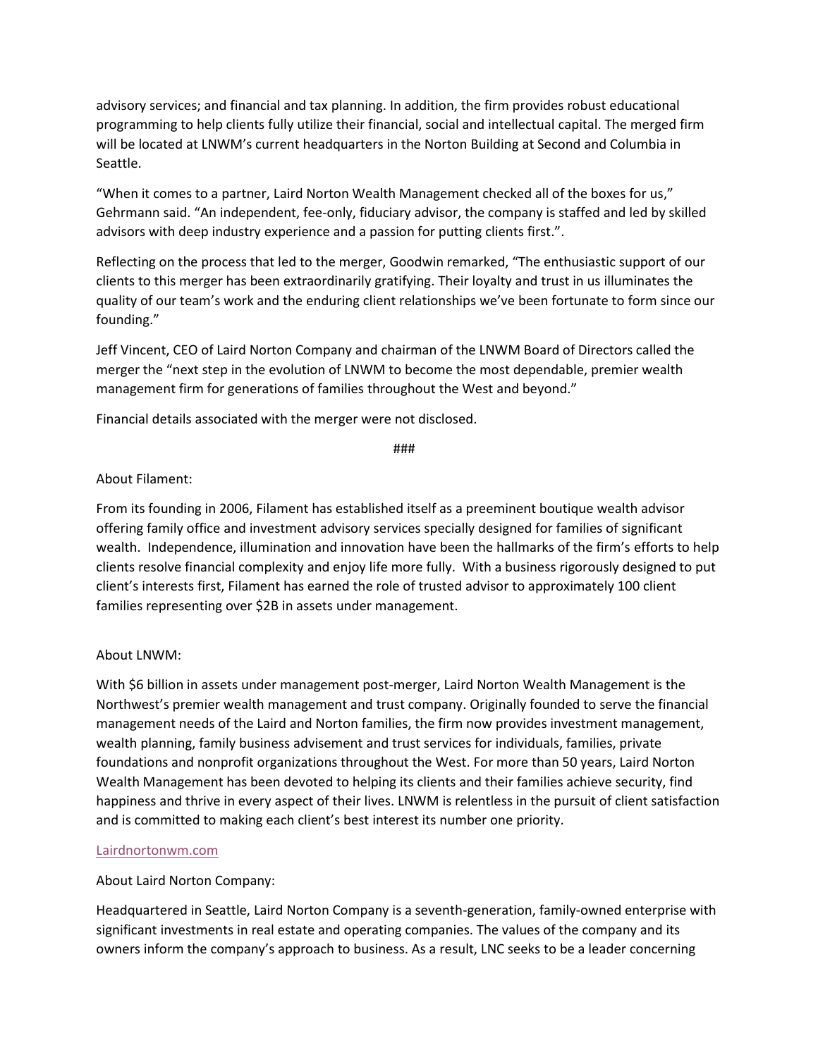advisory services; and financial and tax planning. In addition, the firm provides robust educational programming to help clients fully utilize their financial, social and intellectual capital. The merged firm will be located at LNWM's current headquarters in the Norton Building at Second and Columbia in Seattle.

"When it comes to a partner, Laird Norton Wealth Management checked all of the boxes for us," Gehrmann said. "An independent, fee-only, fiduciary advisor, the company is staffed and led by skilled advisors with deep industry experience and a passion for putting clients first.".

Reflecting on the process that led to the merger, Goodwin remarked, "The enthusiastic support of our clients to this merger has been extraordinarily gratifying. Their loyalty and trust in us illuminates the quality of our team's work and the enduring client relationships we've been fortunate to form since our founding."

Jeff Vincent, CEO of Laird Norton Company and chairman of the LNWM Board of Directors called the merger the "next step in the evolution of LNWM to become the most dependable, premier wealth management firm for generations of families throughout the West and beyond."

Financial details associated with the merger were not disclosed.

###

About Filament:

From its founding in 2006, Filament has established itself as a preeminent boutique wealth advisor offering family office and investment advisory services specially designed for families of significant wealth. Independence, illumination and innovation have been the hallmarks of the firm's efforts to help clients resolve financial complexity and enjoy life more fully. With a business rigorously designed to put client's interests first, Filament has earned the role of trusted advisor to approximately 100 client families representing over $2B in assets under management.

About LNWM:

With $6 billion in assets under management post-merger, Laird Norton Wealth Management is the Northwest's premier wealth management and trust company. Originally founded to serve the financial management needs of the Laird and Norton families, the firm now provides investment management, wealth planning, family business advisement and trust services for individuals, families, private foundations and nonprofit organizations throughout the West. For more than 50 years, Laird Norton Wealth Management has been devoted to helping its clients and their families achieve security, find happiness and thrive in every aspect of their lives. LNWM is relentless in the pursuit of client satisfaction and is committed to making each client's best interest its number one priority.

Lairdnortonwm.com

About Laird Norton Company:

Headquartered in Seattle, Laird Norton Company is a seventh-generation, family-owned enterprise with significant investments in real estate and operating companies. The values of the company and its owners inform the company's approach to business. As a result, LNC seeks to be a leader concerning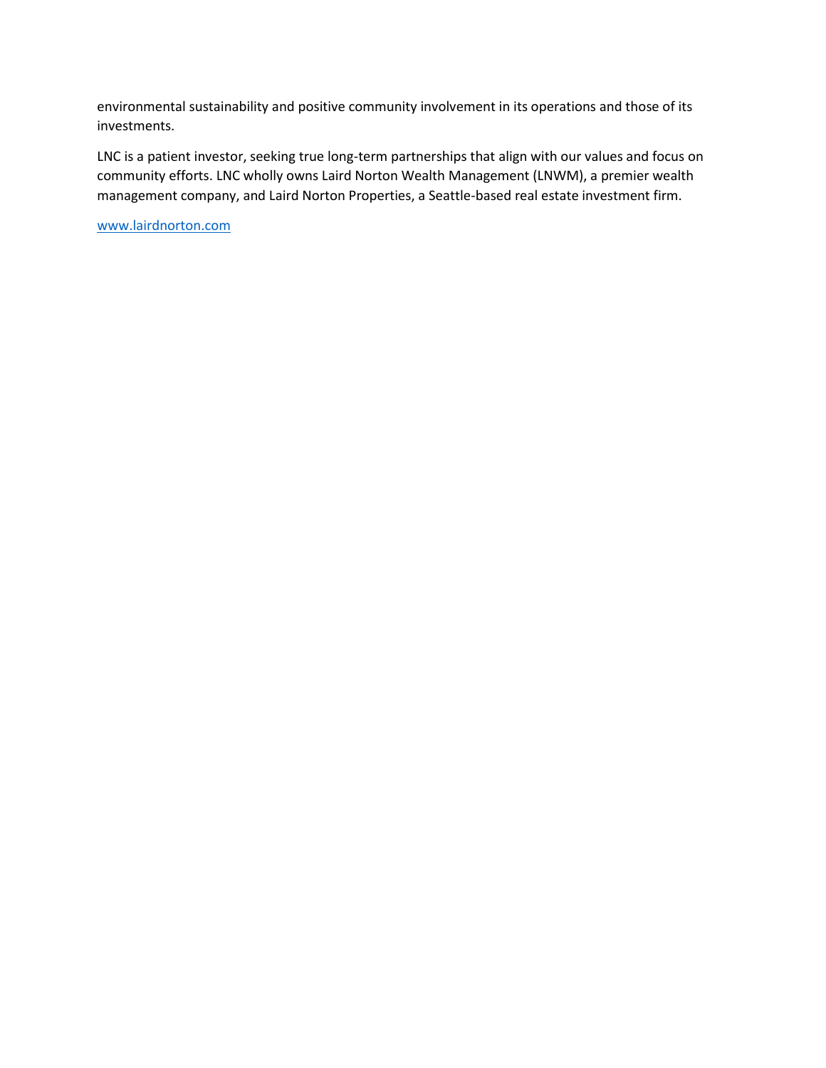environmental sustainability and positive community involvement in its operations and those of its investments.

LNC is a patient investor, seeking true long-term partnerships that align with our values and focus on community efforts. LNC wholly owns Laird Norton Wealth Management (LNWM), a premier wealth management company, and Laird Norton Properties, a Seattle-based real estate investment firm.

[www.lairdnorton.com](http://www.lairdnorton.com)